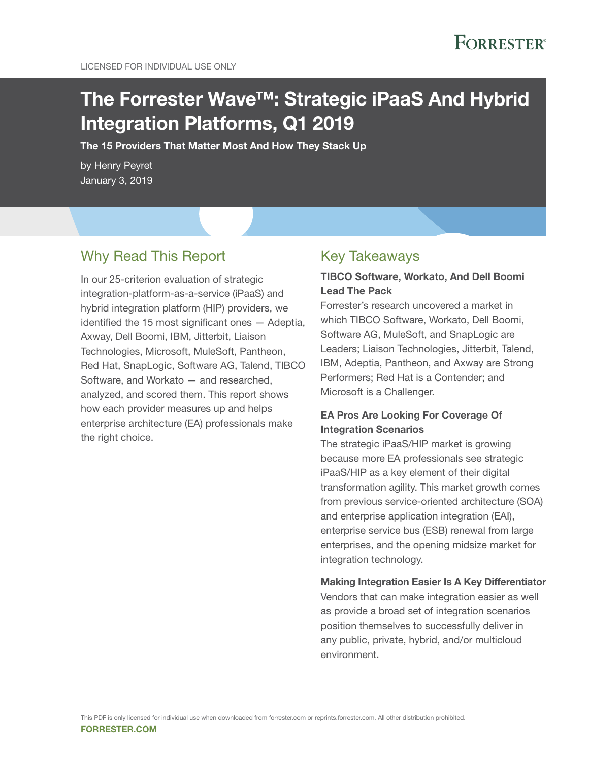LICENSED FOR INDIVIDUAL USE ONLY

# The Forrester Wave™: Strategic iPaaS And Hybrid Integration Platforms, Q1 2019

**The 15 Providers That Matter Most And How They Stack Up**

by Henry Peyret
January 3, 2019

## Why Read This Report

In our 25-criterion evaluation of strategic integration-platform-as-a-service (iPaaS) and hybrid integration platform (HIP) providers, we identified the 15 most significant ones — Adeptia, Axway, Dell Boomi, IBM, Jitterbit, Liaison Technologies, Microsoft, MuleSoft, Pantheon, Red Hat, SnapLogic, Software AG, Talend, TIBCO Software, and Workato — and researched, analyzed, and scored them. This report shows how each provider measures up and helps enterprise architecture (EA) professionals make the right choice.

## Key Takeaways

**TIBCO Software, Workato, And Dell Boomi Lead The Pack**

Forrester's research uncovered a market in which TIBCO Software, Workato, Dell Boomi, Software AG, MuleSoft, and SnapLogic are Leaders; Liaison Technologies, Jitterbit, Talend, IBM, Adeptia, Pantheon, and Axway are Strong Performers; Red Hat is a Contender; and Microsoft is a Challenger.

**EA Pros Are Looking For Coverage Of Integration Scenarios**

The strategic iPaaS/HIP market is growing because more EA professionals see strategic iPaaS/HIP as a key element of their digital transformation agility. This market growth comes from previous service-oriented architecture (SOA) and enterprise application integration (EAI), enterprise service bus (ESB) renewal from large enterprises, and the opening midsize market for integration technology.

**Making Integration Easier Is A Key Differentiator**

Vendors that can make integration easier as well as provide a broad set of integration scenarios position themselves to successfully deliver in any public, private, hybrid, and/or multicloud environment.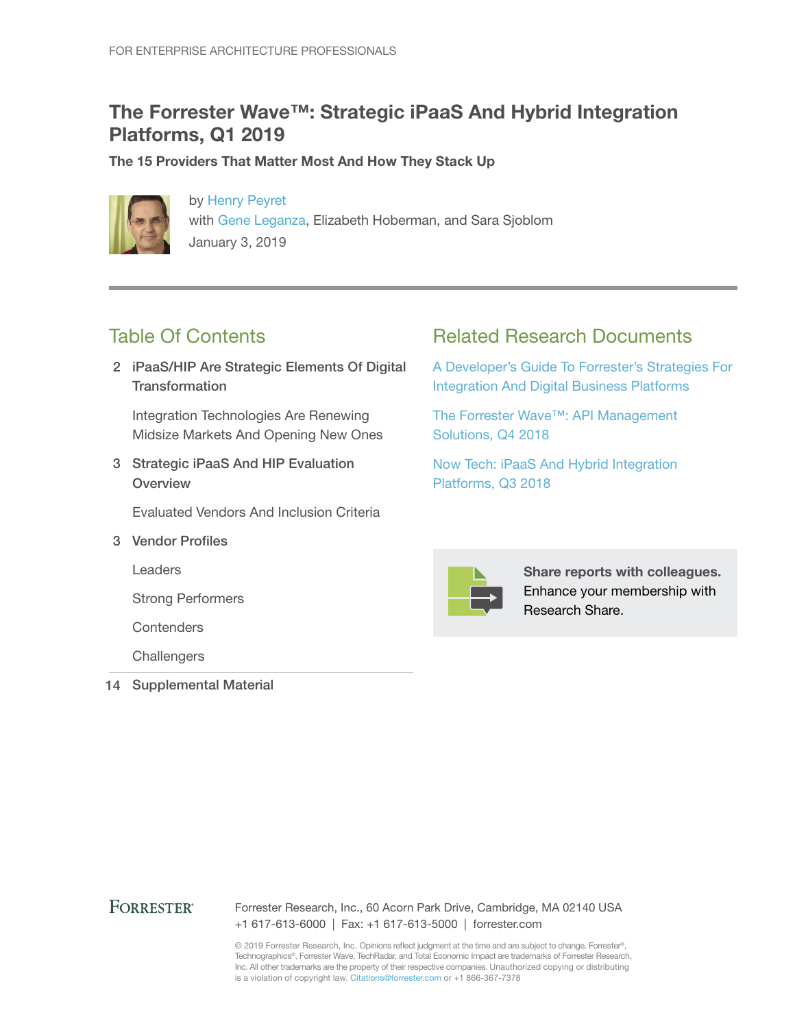FOR ENTERPRISE ARCHITECTURE PROFESSIONALS

# The Forrester Wave™: Strategic iPaaS And Hybrid Integration Platforms, Q1 2019

**The 15 Providers That Matter Most And How They Stack Up**

by Henry Peyret
with Gene Leganza, Elizabeth Hoberman, and Sara Sjoblom
January 3, 2019

## Table Of Contents

2 **iPaaS/HIP Are Strategic Elements Of Digital Transformation**

Integration Technologies Are Renewing Midsize Markets And Opening New Ones

3 **Strategic iPaaS And HIP Evaluation Overview**

Evaluated Vendors And Inclusion Criteria

3 **Vendor Profiles**

Leaders

Strong Performers

Contenders

Challengers

14 **Supplemental Material**

## Related Research Documents

A Developer's Guide To Forrester's Strategies For Integration And Digital Business Platforms

The Forrester Wave™: API Management Solutions, Q4 2018

Now Tech: iPaaS And Hybrid Integration Platforms, Q3 2018

**Share reports with colleagues.** Enhance your membership with Research Share.

FORRESTER®

Forrester Research, Inc., 60 Acorn Park Drive, Cambridge, MA 02140 USA
+1 617-613-6000 | Fax: +1 617-613-5000 | forrester.com

© 2019 Forrester Research, Inc. Opinions reflect judgment at the time and are subject to change. Forrester®, Technographics®, Forrester Wave, TechRadar, and Total Economic Impact are trademarks of Forrester Research, Inc. All other trademarks are the property of their respective companies. Unauthorized copying or distributing is a violation of copyright law. Citations@forrester.com or +1 866-367-7378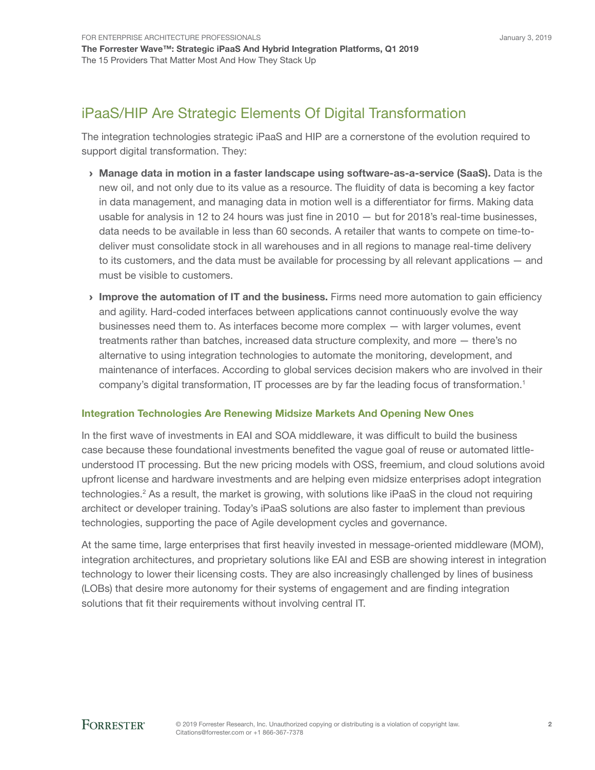## iPaaS/HIP Are Strategic Elements Of Digital Transformation

The integration technologies strategic iPaaS and HIP are a cornerstone of the evolution required to support digital transformation. They:

- **Manage data in motion in a faster landscape using software-as-a-service (SaaS).** Data is the new oil, and not only due to its value as a resource. The fluidity of data is becoming a key factor in data management, and managing data in motion well is a differentiator for firms. Making data usable for analysis in 12 to 24 hours was just fine in 2010 — but for 2018's real-time businesses, data needs to be available in less than 60 seconds. A retailer that wants to compete on time-to-deliver must consolidate stock in all warehouses and in all regions to manage real-time delivery to its customers, and the data must be available for processing by all relevant applications — and must be visible to customers.
- **Improve the automation of IT and the business.** Firms need more automation to gain efficiency and agility. Hard-coded interfaces between applications cannot continuously evolve the way businesses need them to. As interfaces become more complex — with larger volumes, event treatments rather than batches, increased data structure complexity, and more — there's no alternative to using integration technologies to automate the monitoring, development, and maintenance of interfaces. According to global services decision makers who are involved in their company's digital transformation, IT processes are by far the leading focus of transformation.[1]

### Integration Technologies Are Renewing Midsize Markets And Opening New Ones

In the first wave of investments in EAI and SOA middleware, it was difficult to build the business case because these foundational investments benefited the vague goal of reuse or automated little-understood IT processing. But the new pricing models with OSS, freemium, and cloud solutions avoid upfront license and hardware investments and are helping even midsize enterprises adopt integration technologies.[2] As a result, the market is growing, with solutions like iPaaS in the cloud not requiring architect or developer training. Today's iPaaS solutions are also faster to implement than previous technologies, supporting the pace of Agile development cycles and governance.

At the same time, large enterprises that first heavily invested in message-oriented middleware (MOM), integration architectures, and proprietary solutions like EAI and ESB are showing interest in integration technology to lower their licensing costs. They are also increasingly challenged by lines of business (LOBs) that desire more autonomy for their systems of engagement and are finding integration solutions that fit their requirements without involving central IT.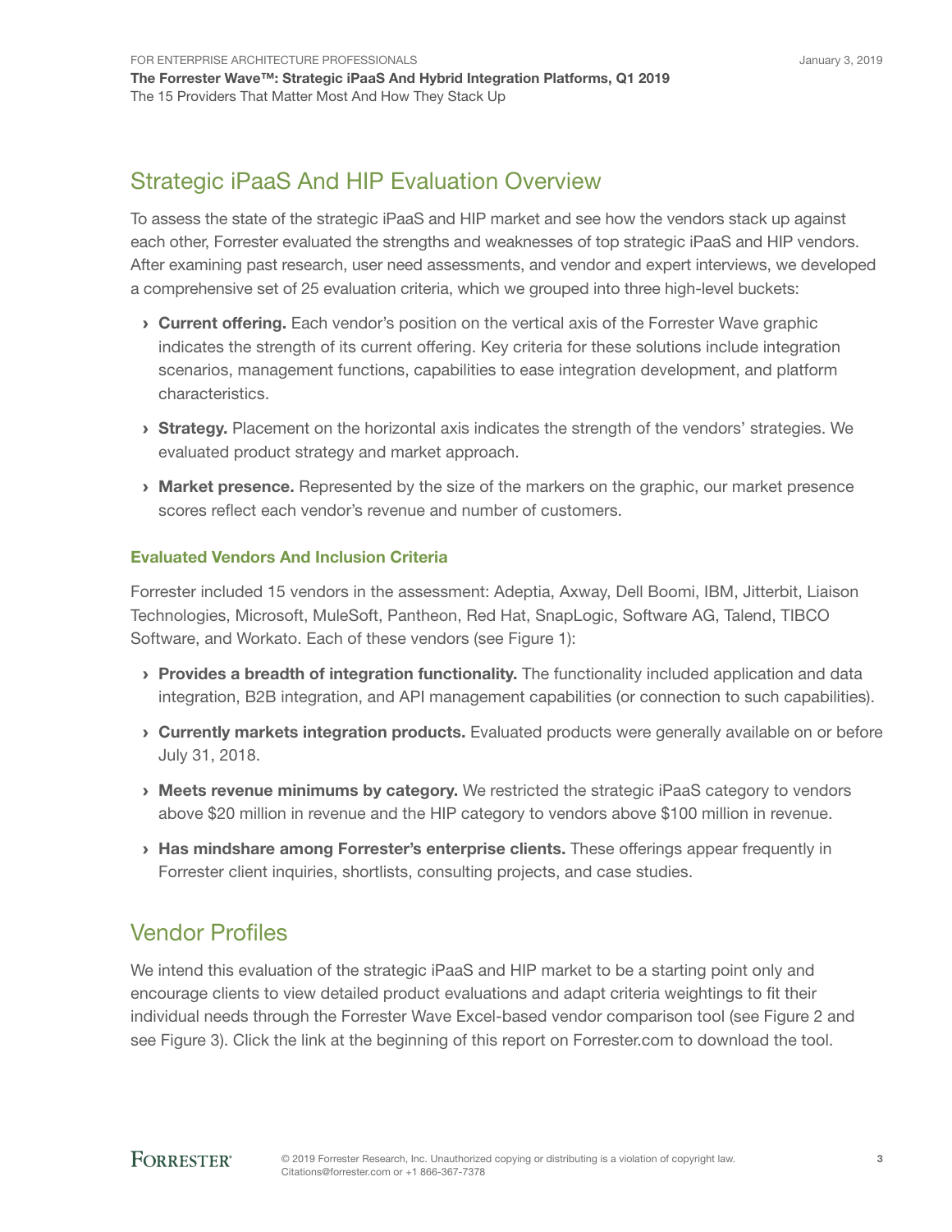## Strategic iPaaS And HIP Evaluation Overview

To assess the state of the strategic iPaaS and HIP market and see how the vendors stack up against each other, Forrester evaluated the strengths and weaknesses of top strategic iPaaS and HIP vendors. After examining past research, user need assessments, and vendor and expert interviews, we developed a comprehensive set of 25 evaluation criteria, which we grouped into three high-level buckets:

- **Current offering.** Each vendor's position on the vertical axis of the Forrester Wave graphic indicates the strength of its current offering. Key criteria for these solutions include integration scenarios, management functions, capabilities to ease integration development, and platform characteristics.
- **Strategy.** Placement on the horizontal axis indicates the strength of the vendors' strategies. We evaluated product strategy and market approach.
- **Market presence.** Represented by the size of the markers on the graphic, our market presence scores reflect each vendor's revenue and number of customers.

### Evaluated Vendors And Inclusion Criteria

Forrester included 15 vendors in the assessment: Adeptia, Axway, Dell Boomi, IBM, Jitterbit, Liaison Technologies, Microsoft, MuleSoft, Pantheon, Red Hat, SnapLogic, Software AG, Talend, TIBCO Software, and Workato. Each of these vendors (see Figure 1):

- **Provides a breadth of integration functionality.** The functionality included application and data integration, B2B integration, and API management capabilities (or connection to such capabilities).
- **Currently markets integration products.** Evaluated products were generally available on or before July 31, 2018.
- **Meets revenue minimums by category.** We restricted the strategic iPaaS category to vendors above $20 million in revenue and the HIP category to vendors above $100 million in revenue.
- **Has mindshare among Forrester's enterprise clients.** These offerings appear frequently in Forrester client inquiries, shortlists, consulting projects, and case studies.

## Vendor Profiles

We intend this evaluation of the strategic iPaaS and HIP market to be a starting point only and encourage clients to view detailed product evaluations and adapt criteria weightings to fit their individual needs through the Forrester Wave Excel-based vendor comparison tool (see Figure 2 and see Figure 3). Click the link at the beginning of this report on Forrester.com to download the tool.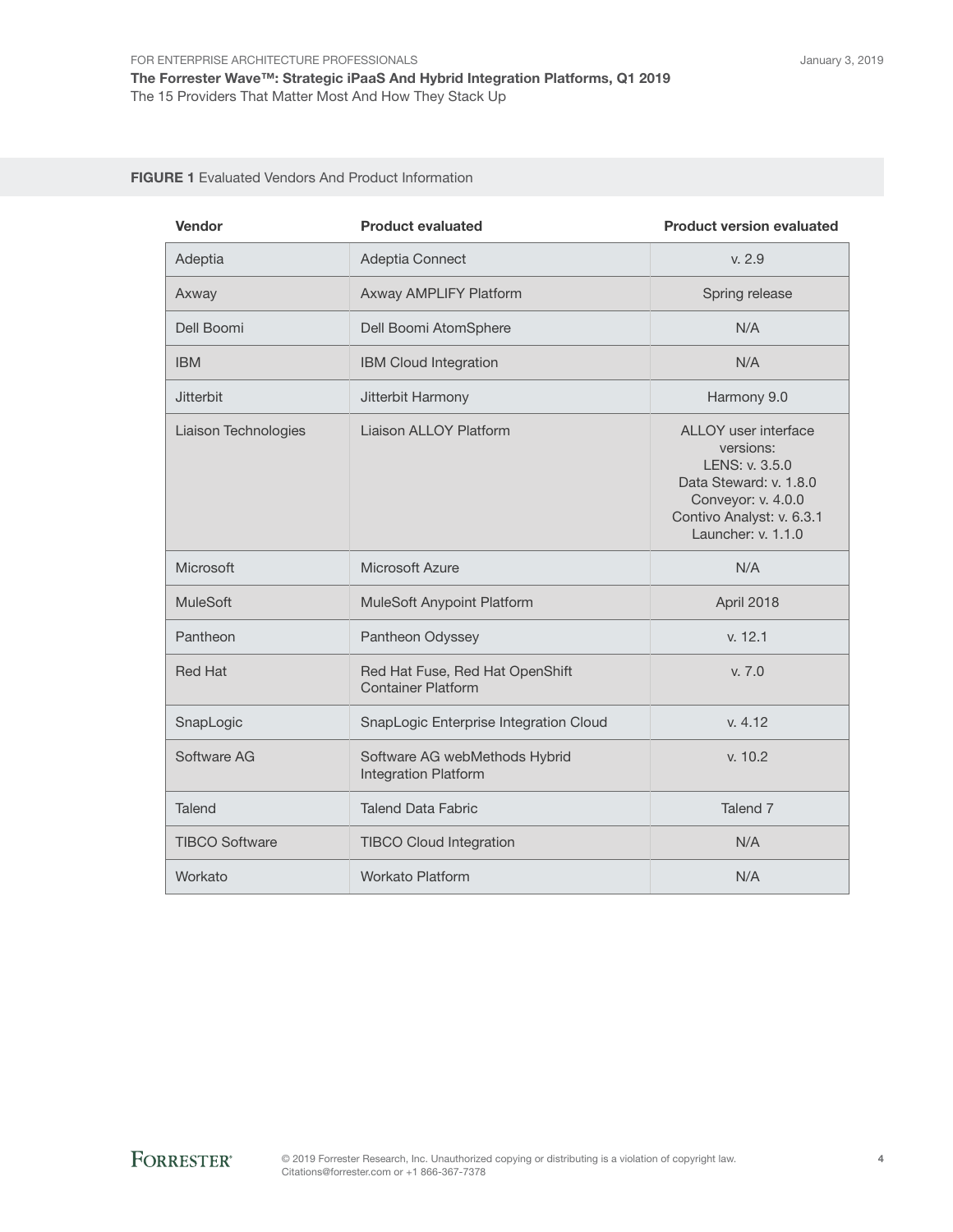**FIGURE 1** Evaluated Vendors And Product Information

| Vendor | Product evaluated | Product version evaluated |
|---|---|---|
| Adeptia | Adeptia Connect | v. 2.9 |
| Axway | Axway AMPLIFY Platform | Spring release |
| Dell Boomi | Dell Boomi AtomSphere | N/A |
| IBM | IBM Cloud Integration | N/A |
| Jitterbit | Jitterbit Harmony | Harmony 9.0 |
| Liaison Technologies | Liaison ALLOY Platform | ALLOY user interface versions: LENS: v. 3.5.0 Data Steward: v. 1.8.0 Conveyor: v. 4.0.0 Contivo Analyst: v. 6.3.1 Launcher: v. 1.1.0 |
| Microsoft | Microsoft Azure | N/A |
| MuleSoft | MuleSoft Anypoint Platform | April 2018 |
| Pantheon | Pantheon Odyssey | v. 12.1 |
| Red Hat | Red Hat Fuse, Red Hat OpenShift Container Platform | v. 7.0 |
| SnapLogic | SnapLogic Enterprise Integration Cloud | v. 4.12 |
| Software AG | Software AG webMethods Hybrid Integration Platform | v. 10.2 |
| Talend | Talend Data Fabric | Talend 7 |
| TIBCO Software | TIBCO Cloud Integration | N/A |
| Workato | Workato Platform | N/A |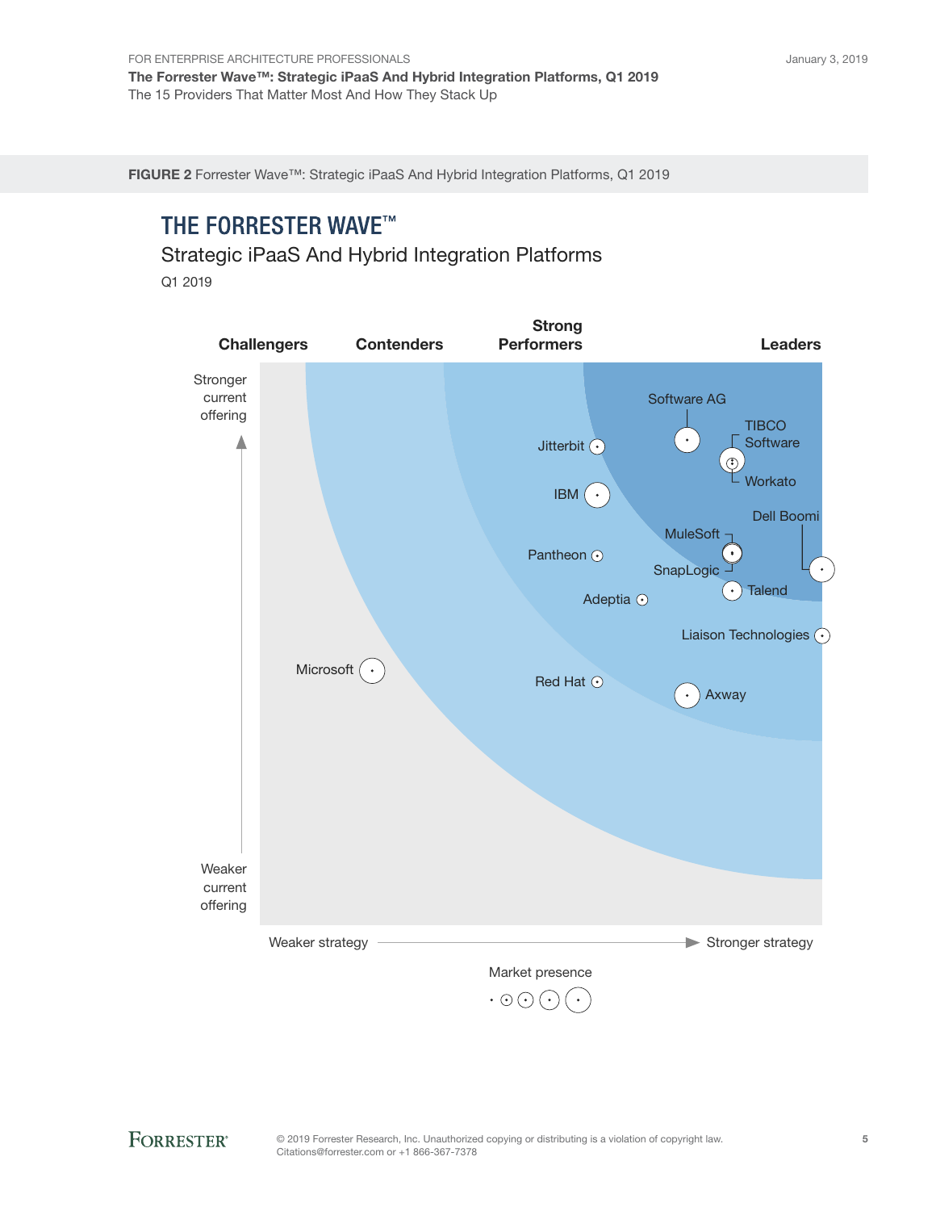**FIGURE 2** Forrester Wave™: Strategic iPaaS And Hybrid Integration Platforms, Q1 2019

## THE FORRESTER WAVE™

Strategic iPaaS And Hybrid Integration Platforms

Q1 2019

Challengers | Contenders | Strong Performers | Leaders

Stronger current offering

Weaker current offering

Weaker strategy → Stronger strategy

Software AG, TIBCO Software, Workato, Jitterbit, IBM, Dell Boomi, MuleSoft, SnapLogic, Pantheon, Talend, Adeptia, Liaison Technologies, Microsoft, Red Hat, Axway

Market presence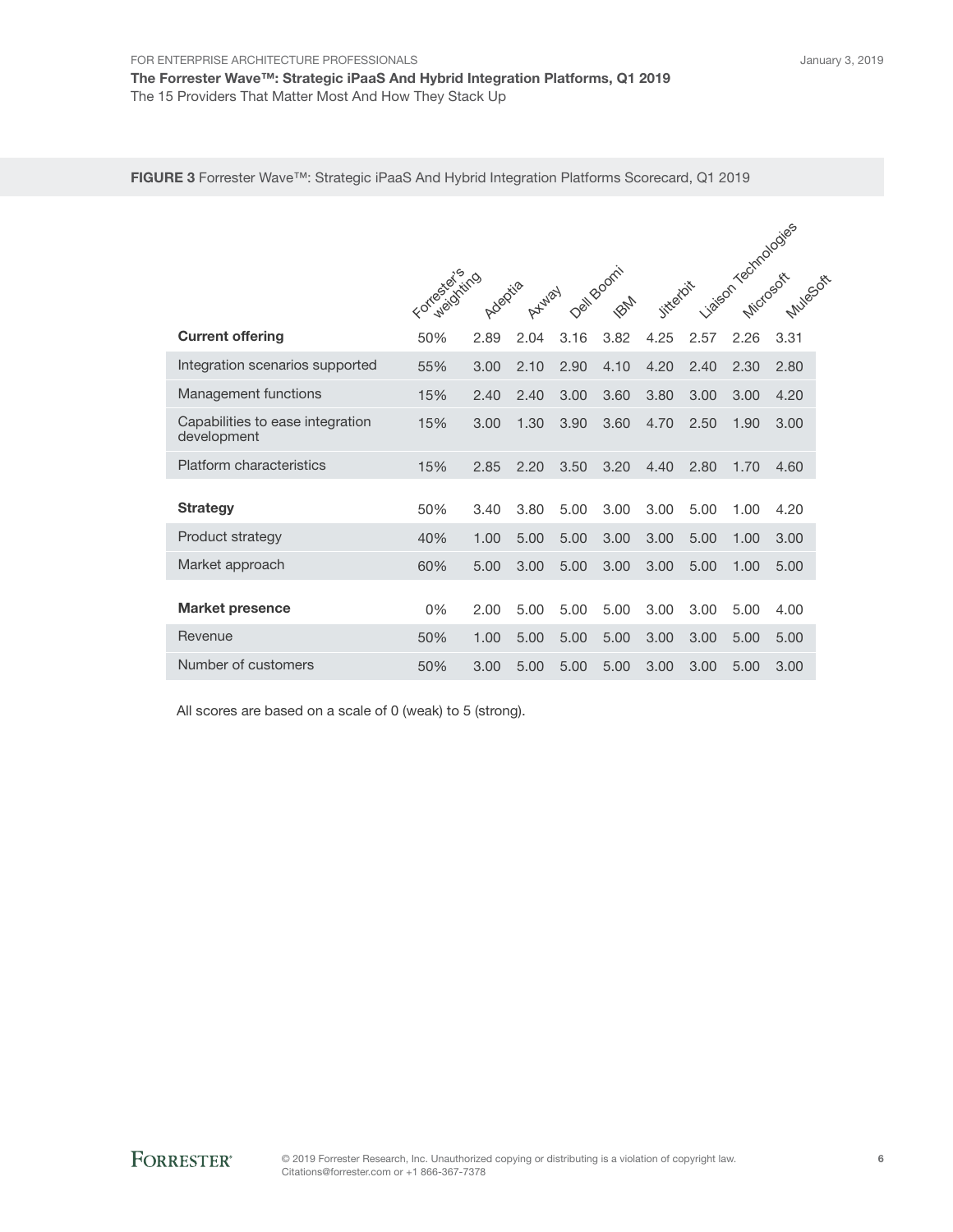**FIGURE 3** Forrester Wave™: Strategic iPaaS And Hybrid Integration Platforms Scorecard, Q1 2019

| | Forrester's weighting | Adeptia | Axway | Dell Boomi | IBM | Jitterbit | Liaison Technologies | Microsoft | MuleSoft |
|---|---|---|---|---|---|---|---|---|---|
| **Current offering** | 50% | 2.89 | 2.04 | 3.16 | 3.82 | 4.25 | 2.57 | 2.26 | 3.31 |
| Integration scenarios supported | 55% | 3.00 | 2.10 | 2.90 | 4.10 | 4.20 | 2.40 | 2.30 | 2.80 |
| Management functions | 15% | 2.40 | 2.40 | 3.00 | 3.60 | 3.80 | 3.00 | 3.00 | 4.20 |
| Capabilities to ease integration development | 15% | 3.00 | 1.30 | 3.90 | 3.60 | 4.70 | 2.50 | 1.90 | 3.00 |
| Platform characteristics | 15% | 2.85 | 2.20 | 3.50 | 3.20 | 4.40 | 2.80 | 1.70 | 4.60 |
| **Strategy** | 50% | 3.40 | 3.80 | 5.00 | 3.00 | 3.00 | 5.00 | 1.00 | 4.20 |
| Product strategy | 40% | 1.00 | 5.00 | 5.00 | 3.00 | 3.00 | 5.00 | 1.00 | 3.00 |
| Market approach | 60% | 5.00 | 3.00 | 5.00 | 3.00 | 3.00 | 5.00 | 1.00 | 5.00 |
| **Market presence** | 0% | 2.00 | 5.00 | 5.00 | 5.00 | 3.00 | 3.00 | 5.00 | 4.00 |
| Revenue | 50% | 1.00 | 5.00 | 5.00 | 5.00 | 3.00 | 3.00 | 5.00 | 5.00 |
| Number of customers | 50% | 3.00 | 5.00 | 5.00 | 5.00 | 3.00 | 3.00 | 5.00 | 3.00 |

All scores are based on a scale of 0 (weak) to 5 (strong).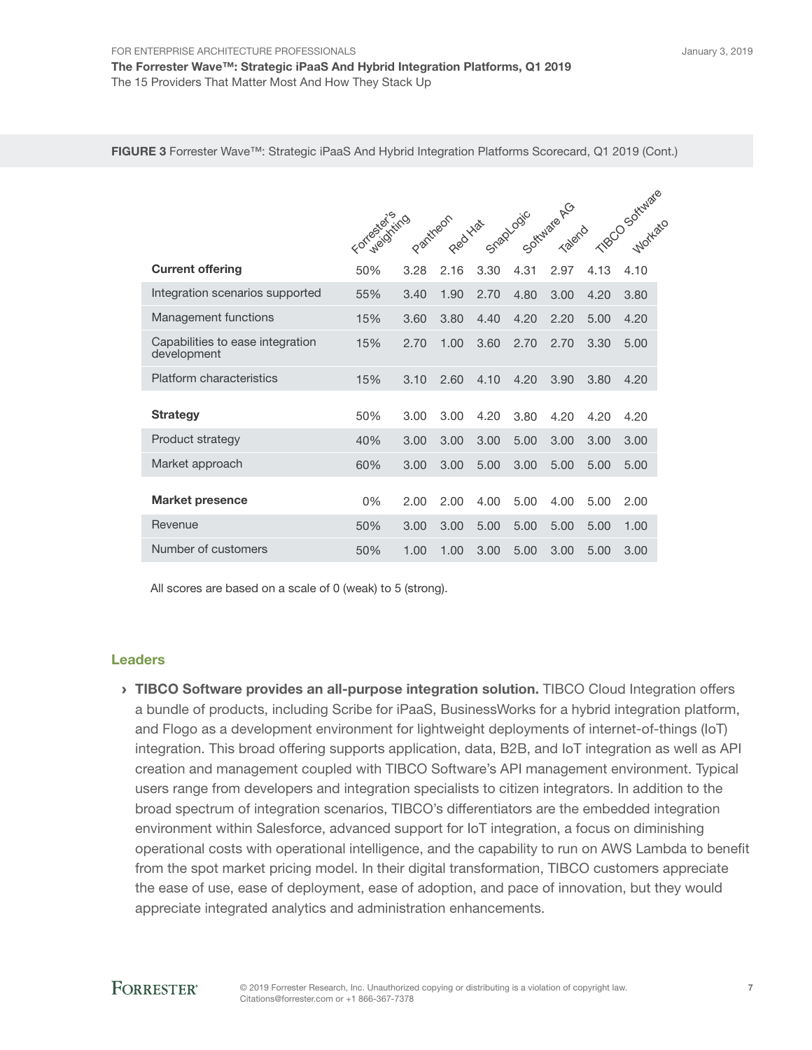**FIGURE 3** Forrester Wave™: Strategic iPaaS And Hybrid Integration Platforms Scorecard, Q1 2019 (Cont.)

| | Forrester's weighting | Pantheon | Red Hat | SnapLogic | Software AG | Talend | TIBCO Software | Workato |
|---|---|---|---|---|---|---|---|---|
| **Current offering** | 50% | 3.28 | 2.16 | 3.30 | 4.31 | 2.97 | 4.13 | 4.10 |
| Integration scenarios supported | 55% | 3.40 | 1.90 | 2.70 | 4.80 | 3.00 | 4.20 | 3.80 |
| Management functions | 15% | 3.60 | 3.80 | 4.40 | 4.20 | 2.20 | 5.00 | 4.20 |
| Capabilities to ease integration development | 15% | 2.70 | 1.00 | 3.60 | 2.70 | 2.70 | 3.30 | 5.00 |
| Platform characteristics | 15% | 3.10 | 2.60 | 4.10 | 4.20 | 3.90 | 3.80 | 4.20 |
| **Strategy** | 50% | 3.00 | 3.00 | 4.20 | 3.80 | 4.20 | 4.20 | 4.20 |
| Product strategy | 40% | 3.00 | 3.00 | 3.00 | 5.00 | 3.00 | 3.00 | 3.00 |
| Market approach | 60% | 3.00 | 3.00 | 5.00 | 3.00 | 5.00 | 5.00 | 5.00 |
| **Market presence** | 0% | 2.00 | 2.00 | 4.00 | 5.00 | 4.00 | 5.00 | 2.00 |
| Revenue | 50% | 3.00 | 3.00 | 5.00 | 5.00 | 5.00 | 5.00 | 1.00 |
| Number of customers | 50% | 1.00 | 1.00 | 3.00 | 5.00 | 3.00 | 5.00 | 3.00 |

All scores are based on a scale of 0 (weak) to 5 (strong).

### Leaders

- **TIBCO Software provides an all-purpose integration solution.** TIBCO Cloud Integration offers a bundle of products, including Scribe for iPaaS, BusinessWorks for a hybrid integration platform, and Flogo as a development environment for lightweight deployments of internet-of-things (IoT) integration. This broad offering supports application, data, B2B, and IoT integration as well as API creation and management coupled with TIBCO Software's API management environment. Typical users range from developers and integration specialists to citizen integrators. In addition to the broad spectrum of integration scenarios, TIBCO's differentiators are the embedded integration environment within Salesforce, advanced support for IoT integration, a focus on diminishing operational costs with operational intelligence, and the capability to run on AWS Lambda to benefit from the spot market pricing model. In their digital transformation, TIBCO customers appreciate the ease of use, ease of deployment, ease of adoption, and pace of innovation, but they would appreciate integrated analytics and administration enhancements.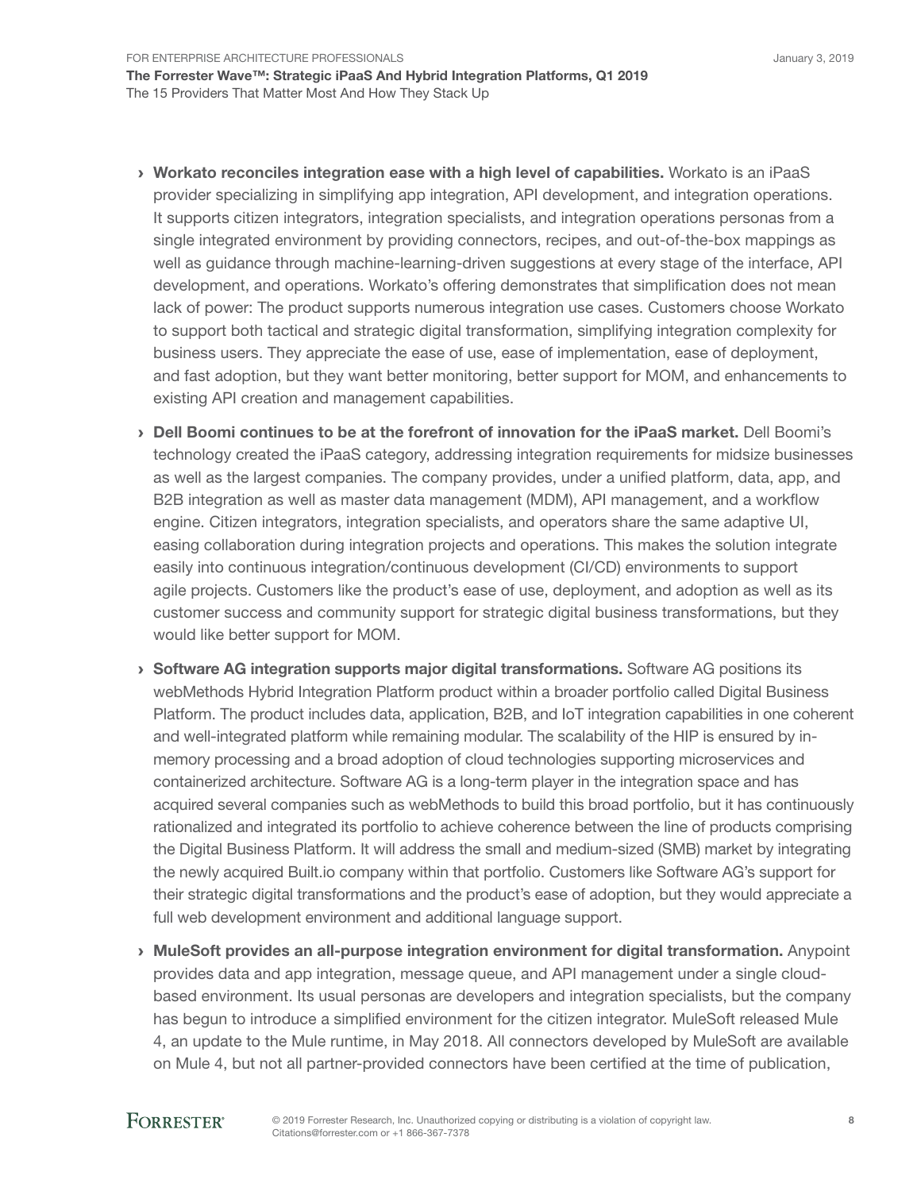- **Workato reconciles integration ease with a high level of capabilities.** Workato is an iPaaS provider specializing in simplifying app integration, API development, and integration operations. It supports citizen integrators, integration specialists, and integration operations personas from a single integrated environment by providing connectors, recipes, and out-of-the-box mappings as well as guidance through machine-learning-driven suggestions at every stage of the interface, API development, and operations. Workato's offering demonstrates that simplification does not mean lack of power: The product supports numerous integration use cases. Customers choose Workato to support both tactical and strategic digital transformation, simplifying integration complexity for business users. They appreciate the ease of use, ease of implementation, ease of deployment, and fast adoption, but they want better monitoring, better support for MOM, and enhancements to existing API creation and management capabilities.
- **Dell Boomi continues to be at the forefront of innovation for the iPaaS market.** Dell Boomi's technology created the iPaaS category, addressing integration requirements for midsize businesses as well as the largest companies. The company provides, under a unified platform, data, app, and B2B integration as well as master data management (MDM), API management, and a workflow engine. Citizen integrators, integration specialists, and operators share the same adaptive UI, easing collaboration during integration projects and operations. This makes the solution integrate easily into continuous integration/continuous development (CI/CD) environments to support agile projects. Customers like the product's ease of use, deployment, and adoption as well as its customer success and community support for strategic digital business transformations, but they would like better support for MOM.
- **Software AG integration supports major digital transformations.** Software AG positions its webMethods Hybrid Integration Platform product within a broader portfolio called Digital Business Platform. The product includes data, application, B2B, and IoT integration capabilities in one coherent and well-integrated platform while remaining modular. The scalability of the HIP is ensured by in-memory processing and a broad adoption of cloud technologies supporting microservices and containerized architecture. Software AG is a long-term player in the integration space and has acquired several companies such as webMethods to build this broad portfolio, but it has continuously rationalized and integrated its portfolio to achieve coherence between the line of products comprising the Digital Business Platform. It will address the small and medium-sized (SMB) market by integrating the newly acquired Built.io company within that portfolio. Customers like Software AG's support for their strategic digital transformations and the product's ease of adoption, but they would appreciate a full web development environment and additional language support.
- **MuleSoft provides an all-purpose integration environment for digital transformation.** Anypoint provides data and app integration, message queue, and API management under a single cloud-based environment. Its usual personas are developers and integration specialists, but the company has begun to introduce a simplified environment for the citizen integrator. MuleSoft released Mule 4, an update to the Mule runtime, in May 2018. All connectors developed by MuleSoft are available on Mule 4, but not all partner-provided connectors have been certified at the time of publication,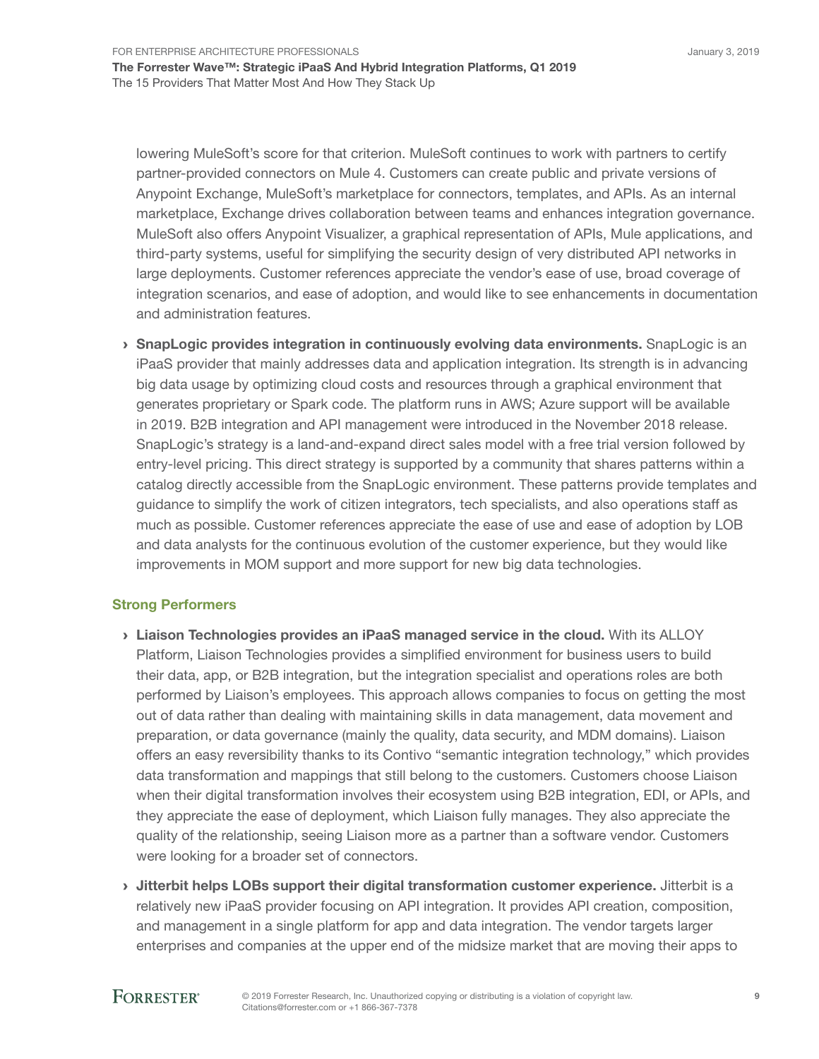lowering MuleSoft's score for that criterion. MuleSoft continues to work with partners to certify partner-provided connectors on Mule 4. Customers can create public and private versions of Anypoint Exchange, MuleSoft's marketplace for connectors, templates, and APIs. As an internal marketplace, Exchange drives collaboration between teams and enhances integration governance. MuleSoft also offers Anypoint Visualizer, a graphical representation of APIs, Mule applications, and third-party systems, useful for simplifying the security design of very distributed API networks in large deployments. Customer references appreciate the vendor's ease of use, broad coverage of integration scenarios, and ease of adoption, and would like to see enhancements in documentation and administration features.

› **SnapLogic provides integration in continuously evolving data environments.** SnapLogic is an iPaaS provider that mainly addresses data and application integration. Its strength is in advancing big data usage by optimizing cloud costs and resources through a graphical environment that generates proprietary or Spark code. The platform runs in AWS; Azure support will be available in 2019. B2B integration and API management were introduced in the November 2018 release. SnapLogic's strategy is a land-and-expand direct sales model with a free trial version followed by entry-level pricing. This direct strategy is supported by a community that shares patterns within a catalog directly accessible from the SnapLogic environment. These patterns provide templates and guidance to simplify the work of citizen integrators, tech specialists, and also operations staff as much as possible. Customer references appreciate the ease of use and ease of adoption by LOB and data analysts for the continuous evolution of the customer experience, but they would like improvements in MOM support and more support for new big data technologies.

### Strong Performers

› **Liaison Technologies provides an iPaaS managed service in the cloud.** With its ALLOY Platform, Liaison Technologies provides a simplified environment for business users to build their data, app, or B2B integration, but the integration specialist and operations roles are both performed by Liaison's employees. This approach allows companies to focus on getting the most out of data rather than dealing with maintaining skills in data management, data movement and preparation, or data governance (mainly the quality, data security, and MDM domains). Liaison offers an easy reversibility thanks to its Contivo "semantic integration technology," which provides data transformation and mappings that still belong to the customers. Customers choose Liaison when their digital transformation involves their ecosystem using B2B integration, EDI, or APIs, and they appreciate the ease of deployment, which Liaison fully manages. They also appreciate the quality of the relationship, seeing Liaison more as a partner than a software vendor. Customers were looking for a broader set of connectors.

› **Jitterbit helps LOBs support their digital transformation customer experience.** Jitterbit is a relatively new iPaaS provider focusing on API integration. It provides API creation, composition, and management in a single platform for app and data integration. The vendor targets larger enterprises and companies at the upper end of the midsize market that are moving their apps to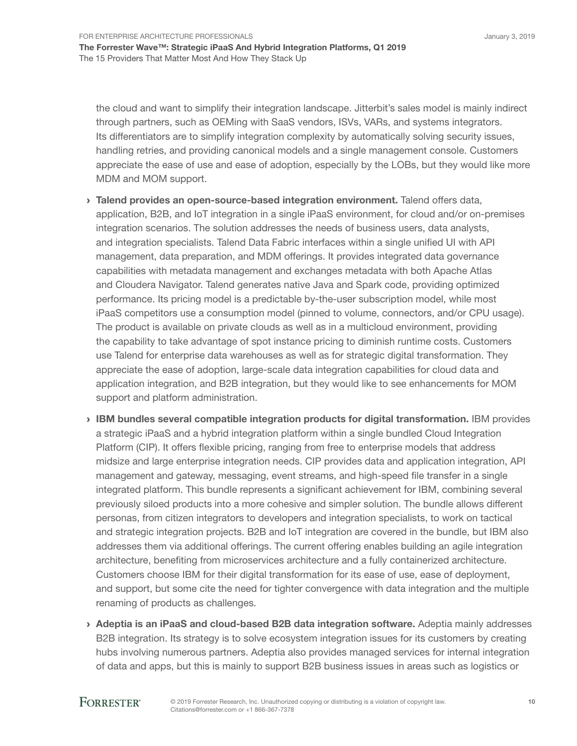the cloud and want to simplify their integration landscape. Jitterbit's sales model is mainly indirect through partners, such as OEMing with SaaS vendors, ISVs, VARs, and systems integrators. Its differentiators are to simplify integration complexity by automatically solving security issues, handling retries, and providing canonical models and a single management console. Customers appreciate the ease of use and ease of adoption, especially by the LOBs, but they would like more MDM and MOM support.

- **Talend provides an open-source-based integration environment.** Talend offers data, application, B2B, and IoT integration in a single iPaaS environment, for cloud and/or on-premises integration scenarios. The solution addresses the needs of business users, data analysts, and integration specialists. Talend Data Fabric interfaces within a single unified UI with API management, data preparation, and MDM offerings. It provides integrated data governance capabilities with metadata management and exchanges metadata with both Apache Atlas and Cloudera Navigator. Talend generates native Java and Spark code, providing optimized performance. Its pricing model is a predictable by-the-user subscription model, while most iPaaS competitors use a consumption model (pinned to volume, connectors, and/or CPU usage). The product is available on private clouds as well as in a multicloud environment, providing the capability to take advantage of spot instance pricing to diminish runtime costs. Customers use Talend for enterprise data warehouses as well as for strategic digital transformation. They appreciate the ease of adoption, large-scale data integration capabilities for cloud data and application integration, and B2B integration, but they would like to see enhancements for MOM support and platform administration.

- **IBM bundles several compatible integration products for digital transformation.** IBM provides a strategic iPaaS and a hybrid integration platform within a single bundled Cloud Integration Platform (CIP). It offers flexible pricing, ranging from free to enterprise models that address midsize and large enterprise integration needs. CIP provides data and application integration, API management and gateway, messaging, event streams, and high-speed file transfer in a single integrated platform. This bundle represents a significant achievement for IBM, combining several previously siloed products into a more cohesive and simpler solution. The bundle allows different personas, from citizen integrators to developers and integration specialists, to work on tactical and strategic integration projects. B2B and IoT integration are covered in the bundle, but IBM also addresses them via additional offerings. The current offering enables building an agile integration architecture, benefiting from microservices architecture and a fully containerized architecture. Customers choose IBM for their digital transformation for its ease of use, ease of deployment, and support, but some cite the need for tighter convergence with data integration and the multiple renaming of products as challenges.

- **Adeptia is an iPaaS and cloud-based B2B data integration software.** Adeptia mainly addresses B2B integration. Its strategy is to solve ecosystem integration issues for its customers by creating hubs involving numerous partners. Adeptia also provides managed services for internal integration of data and apps, but this is mainly to support B2B business issues in areas such as logistics or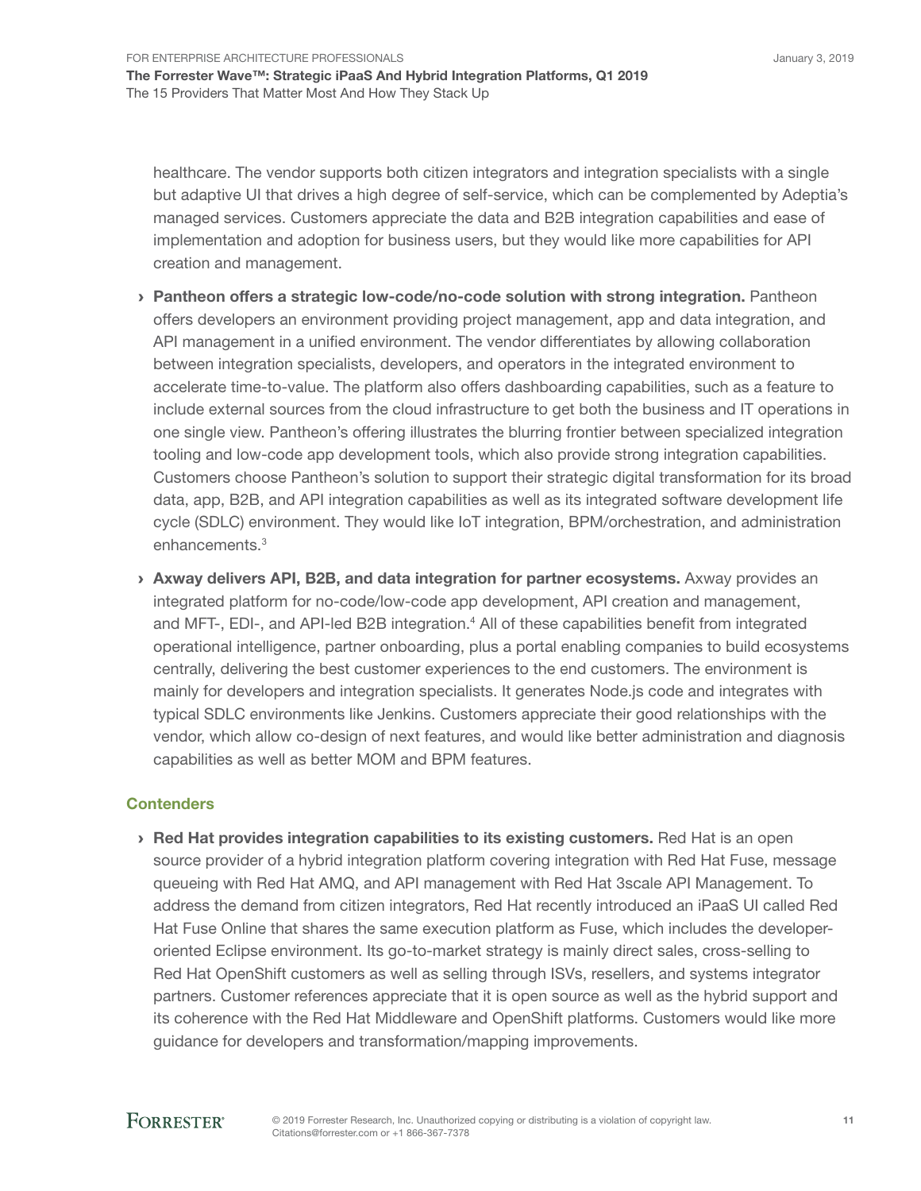healthcare. The vendor supports both citizen integrators and integration specialists with a single but adaptive UI that drives a high degree of self-service, which can be complemented by Adeptia's managed services. Customers appreciate the data and B2B integration capabilities and ease of implementation and adoption for business users, but they would like more capabilities for API creation and management.

- **Pantheon offers a strategic low-code/no-code solution with strong integration.** Pantheon offers developers an environment providing project management, app and data integration, and API management in a unified environment. The vendor differentiates by allowing collaboration between integration specialists, developers, and operators in the integrated environment to accelerate time-to-value. The platform also offers dashboarding capabilities, such as a feature to include external sources from the cloud infrastructure to get both the business and IT operations in one single view. Pantheon's offering illustrates the blurring frontier between specialized integration tooling and low-code app development tools, which also provide strong integration capabilities. Customers choose Pantheon's solution to support their strategic digital transformation for its broad data, app, B2B, and API integration capabilities as well as its integrated software development life cycle (SDLC) environment. They would like IoT integration, BPM/orchestration, and administration enhancements.[3]

- **Axway delivers API, B2B, and data integration for partner ecosystems.** Axway provides an integrated platform for no-code/low-code app development, API creation and management, and MFT-, EDI-, and API-led B2B integration.[4] All of these capabilities benefit from integrated operational intelligence, partner onboarding, plus a portal enabling companies to build ecosystems centrally, delivering the best customer experiences to the end customers. The environment is mainly for developers and integration specialists. It generates Node.js code and integrates with typical SDLC environments like Jenkins. Customers appreciate their good relationships with the vendor, which allow co-design of next features, and would like better administration and diagnosis capabilities as well as better MOM and BPM features.

### Contenders

- **Red Hat provides integration capabilities to its existing customers.** Red Hat is an open source provider of a hybrid integration platform covering integration with Red Hat Fuse, message queueing with Red Hat AMQ, and API management with Red Hat 3scale API Management. To address the demand from citizen integrators, Red Hat recently introduced an iPaaS UI called Red Hat Fuse Online that shares the same execution platform as Fuse, which includes the developer-oriented Eclipse environment. Its go-to-market strategy is mainly direct sales, cross-selling to Red Hat OpenShift customers as well as selling through ISVs, resellers, and systems integrator partners. Customer references appreciate that it is open source as well as the hybrid support and its coherence with the Red Hat Middleware and OpenShift platforms. Customers would like more guidance for developers and transformation/mapping improvements.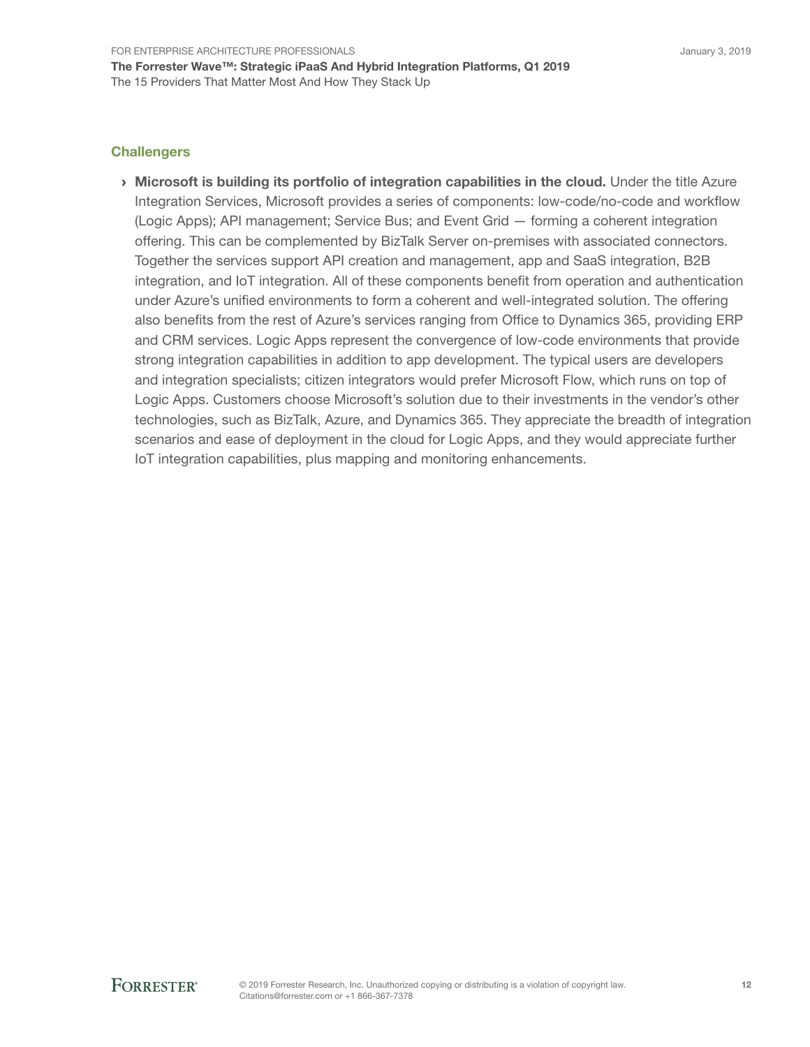### Challengers

- **Microsoft is building its portfolio of integration capabilities in the cloud.** Under the title Azure Integration Services, Microsoft provides a series of components: low-code/no-code and workflow (Logic Apps); API management; Service Bus; and Event Grid — forming a coherent integration offering. This can be complemented by BizTalk Server on-premises with associated connectors. Together the services support API creation and management, app and SaaS integration, B2B integration, and IoT integration. All of these components benefit from operation and authentication under Azure's unified environments to form a coherent and well-integrated solution. The offering also benefits from the rest of Azure's services ranging from Office to Dynamics 365, providing ERP and CRM services. Logic Apps represent the convergence of low-code environments that provide strong integration capabilities in addition to app development. The typical users are developers and integration specialists; citizen integrators would prefer Microsoft Flow, which runs on top of Logic Apps. Customers choose Microsoft's solution due to their investments in the vendor's other technologies, such as BizTalk, Azure, and Dynamics 365. They appreciate the breadth of integration scenarios and ease of deployment in the cloud for Logic Apps, and they would appreciate further IoT integration capabilities, plus mapping and monitoring enhancements.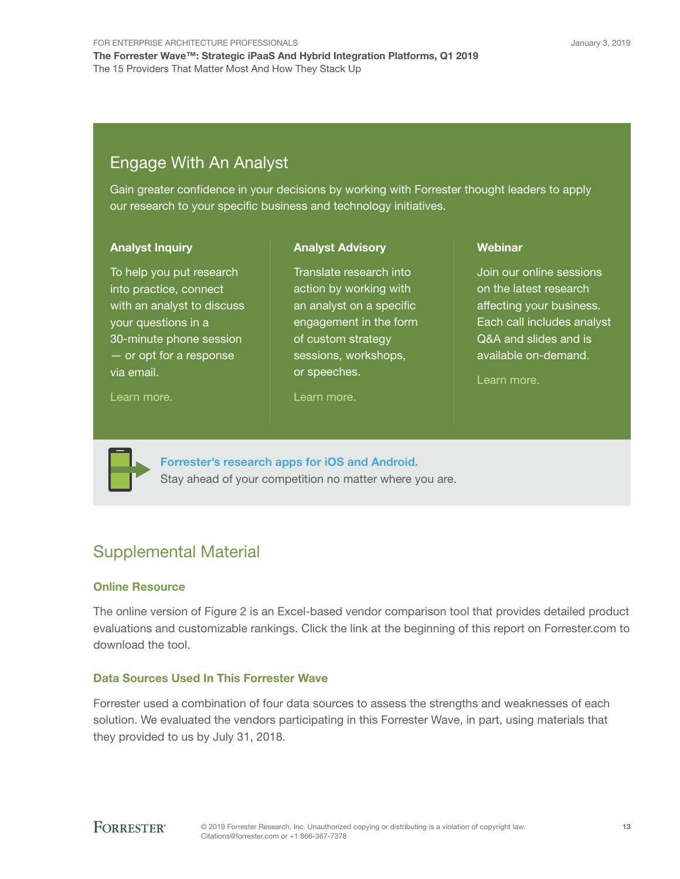## Engage With An Analyst

Gain greater confidence in your decisions by working with Forrester thought leaders to apply our research to your specific business and technology initiatives.

### Analyst Inquiry

To help you put research into practice, connect with an analyst to discuss your questions in a 30-minute phone session — or opt for a response via email.

Learn more.

### Analyst Advisory

Translate research into action by working with an analyst on a specific engagement in the form of custom strategy sessions, workshops, or speeches.

Learn more.

### Webinar

Join our online sessions on the latest research affecting your business. Each call includes analyst Q&A and slides and is available on-demand.

Learn more.

**Forrester's research apps for iOS and Android.**
Stay ahead of your competition no matter where you are.

## Supplemental Material

### Online Resource

The online version of Figure 2 is an Excel-based vendor comparison tool that provides detailed product evaluations and customizable rankings. Click the link at the beginning of this report on Forrester.com to download the tool.

### Data Sources Used In This Forrester Wave

Forrester used a combination of four data sources to assess the strengths and weaknesses of each solution. We evaluated the vendors participating in this Forrester Wave, in part, using materials that they provided to us by July 31, 2018.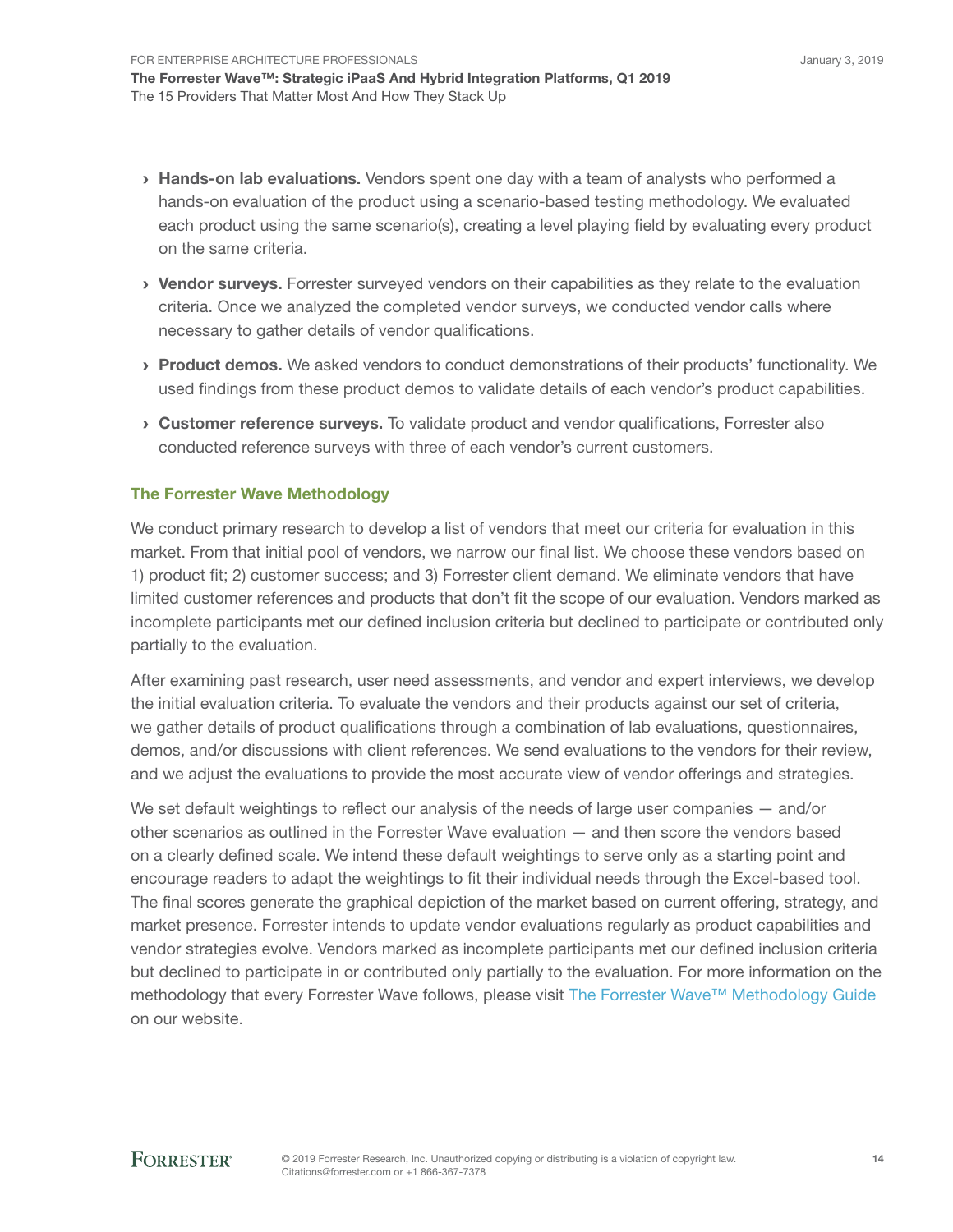- **Hands-on lab evaluations.** Vendors spent one day with a team of analysts who performed a hands-on evaluation of the product using a scenario-based testing methodology. We evaluated each product using the same scenario(s), creating a level playing field by evaluating every product on the same criteria.
- **Vendor surveys.** Forrester surveyed vendors on their capabilities as they relate to the evaluation criteria. Once we analyzed the completed vendor surveys, we conducted vendor calls where necessary to gather details of vendor qualifications.
- **Product demos.** We asked vendors to conduct demonstrations of their products' functionality. We used findings from these product demos to validate details of each vendor's product capabilities.
- **Customer reference surveys.** To validate product and vendor qualifications, Forrester also conducted reference surveys with three of each vendor's current customers.

### The Forrester Wave Methodology

We conduct primary research to develop a list of vendors that meet our criteria for evaluation in this market. From that initial pool of vendors, we narrow our final list. We choose these vendors based on 1) product fit; 2) customer success; and 3) Forrester client demand. We eliminate vendors that have limited customer references and products that don't fit the scope of our evaluation. Vendors marked as incomplete participants met our defined inclusion criteria but declined to participate or contributed only partially to the evaluation.

After examining past research, user need assessments, and vendor and expert interviews, we develop the initial evaluation criteria. To evaluate the vendors and their products against our set of criteria, we gather details of product qualifications through a combination of lab evaluations, questionnaires, demos, and/or discussions with client references. We send evaluations to the vendors for their review, and we adjust the evaluations to provide the most accurate view of vendor offerings and strategies.

We set default weightings to reflect our analysis of the needs of large user companies — and/or other scenarios as outlined in the Forrester Wave evaluation — and then score the vendors based on a clearly defined scale. We intend these default weightings to serve only as a starting point and encourage readers to adapt the weightings to fit their individual needs through the Excel-based tool. The final scores generate the graphical depiction of the market based on current offering, strategy, and market presence. Forrester intends to update vendor evaluations regularly as product capabilities and vendor strategies evolve. Vendors marked as incomplete participants met our defined inclusion criteria but declined to participate in or contributed only partially to the evaluation. For more information on the methodology that every Forrester Wave follows, please visit The Forrester Wave™ Methodology Guide on our website.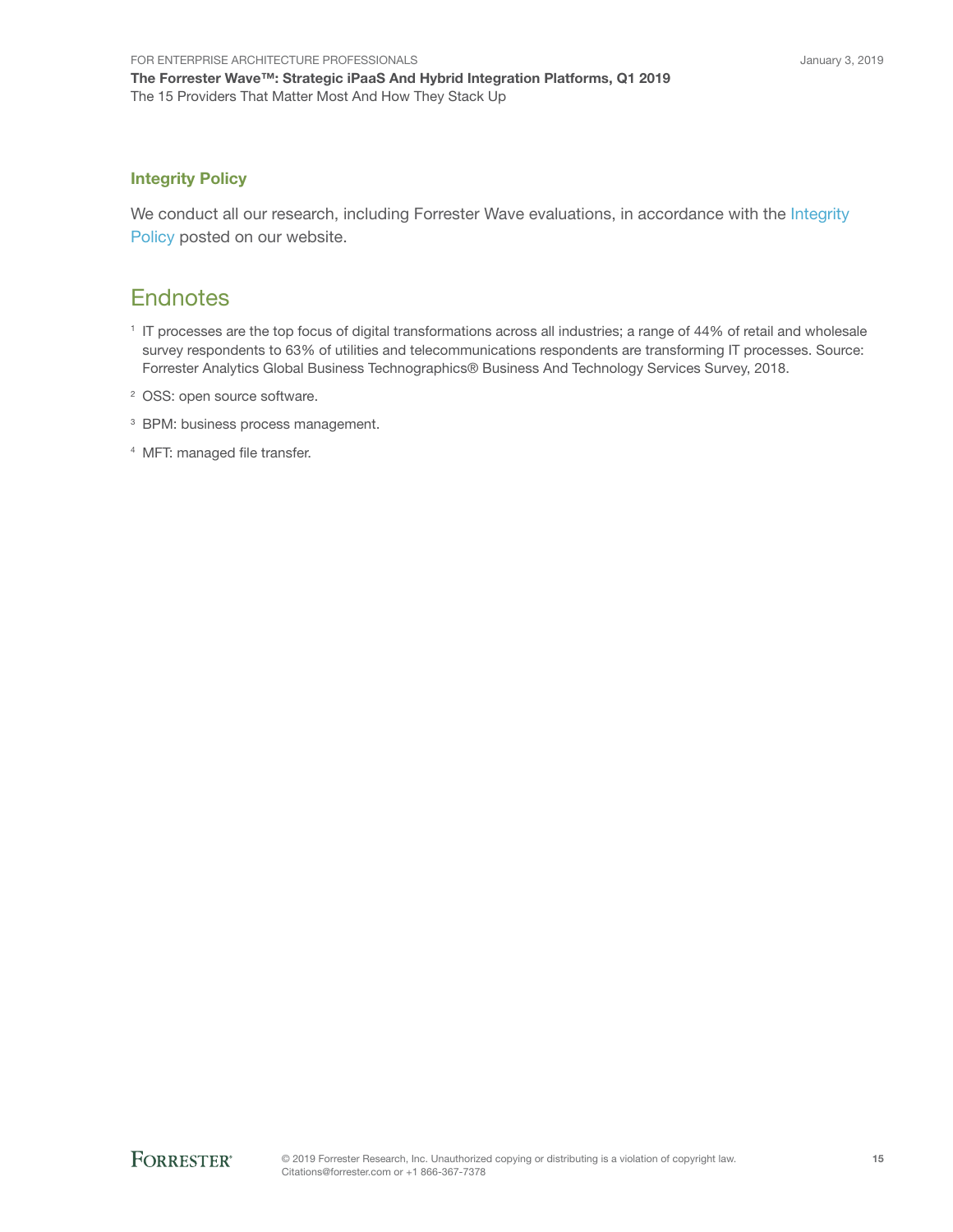## Integrity Policy

We conduct all our research, including Forrester Wave evaluations, in accordance with the Integrity Policy posted on our website.

# Endnotes

[1] IT processes are the top focus of digital transformations across all industries; a range of 44% of retail and wholesale survey respondents to 63% of utilities and telecommunications respondents are transforming IT processes. Source: Forrester Analytics Global Business Technographics® Business And Technology Services Survey, 2018.

[2] OSS: open source software.

[3] BPM: business process management.

[4] MFT: managed file transfer.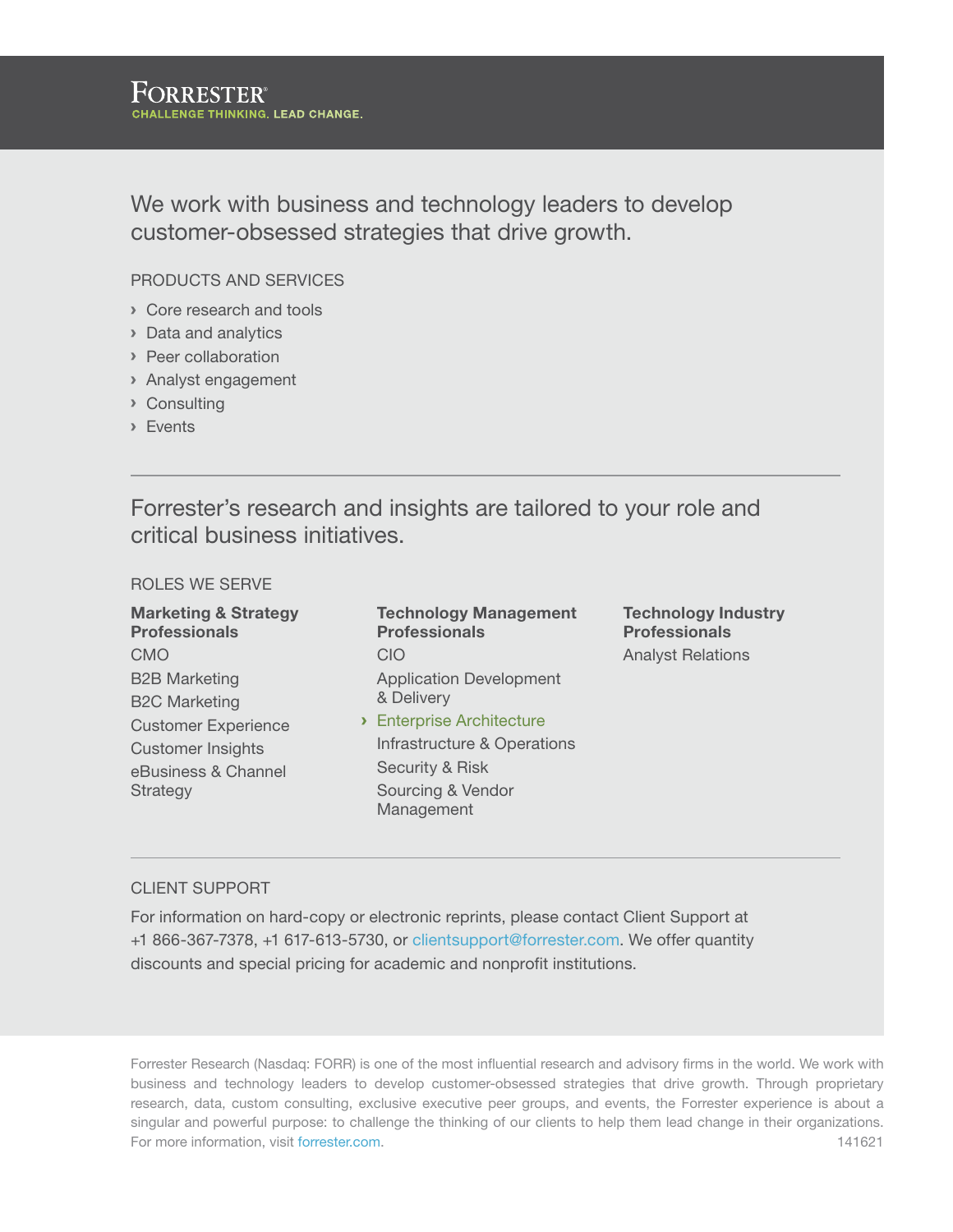FORRESTER®
CHALLENGE THINKING. LEAD CHANGE.

## We work with business and technology leaders to develop customer-obsessed strategies that drive growth.

### PRODUCTS AND SERVICES

- Core research and tools
- Data and analytics
- Peer collaboration
- Analyst engagement
- Consulting
- Events

---

## Forrester's research and insights are tailored to your role and critical business initiatives.

### ROLES WE SERVE

**Marketing & Strategy Professionals**

CMO
B2B Marketing
B2C Marketing
Customer Experience
Customer Insights
eBusiness & Channel Strategy

**Technology Management Professionals**

CIO
Application Development & Delivery
› Enterprise Architecture
Infrastructure & Operations
Security & Risk
Sourcing & Vendor Management

**Technology Industry Professionals**

Analyst Relations

---

### CLIENT SUPPORT

For information on hard-copy or electronic reprints, please contact Client Support at +1 866-367-7378, +1 617-613-5730, or clientsupport@forrester.com. We offer quantity discounts and special pricing for academic and nonprofit institutions.

Forrester Research (Nasdaq: FORR) is one of the most influential research and advisory firms in the world. We work with business and technology leaders to develop customer-obsessed strategies that drive growth. Through proprietary research, data, custom consulting, exclusive executive peer groups, and events, the Forrester experience is about a singular and powerful purpose: to challenge the thinking of our clients to help them lead change in their organizations. For more information, visit forrester.com.

141621